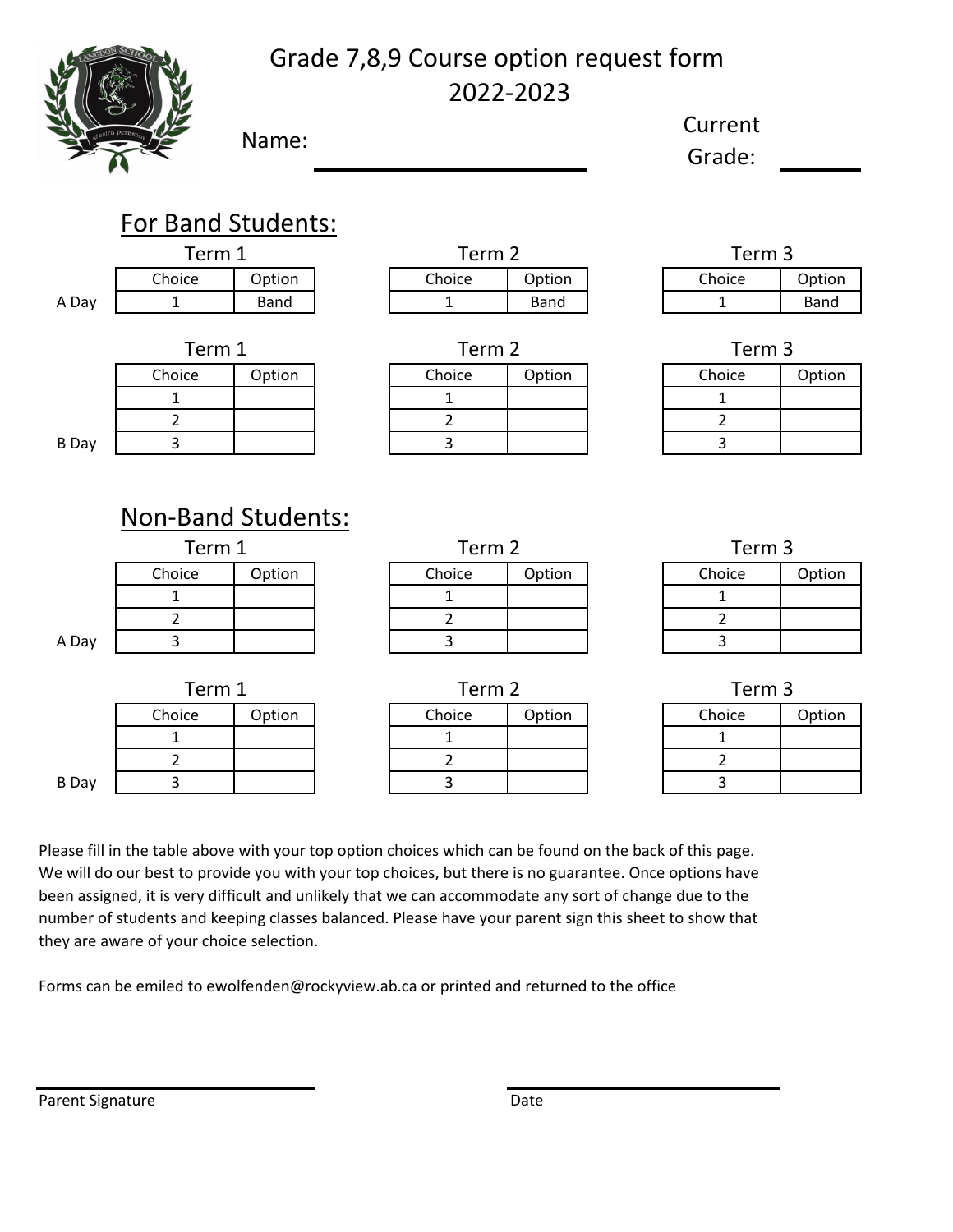# Grade 7,8,9 Course option request form 2022-2023

Name: ______________________ Current Grade: ______

## For Band Students:

**A Day**

Term 1

| Choice | Option |
|---|---|
| 1 | Band |

Term 2

| Choice | Option |
|---|---|
| 1 | Band |

Term 3

| Choice | Option |
|---|---|
| 1 | Band |

**B Day**

Term 1

| Choice | Option |
|---|---|
| 1 | |
| 2 | |
| 3 | |

Term 2

| Choice | Option |
|---|---|
| 1 | |
| 2 | |
| 3 | |

Term 3

| Choice | Option |
|---|---|
| 1 | |
| 2 | |
| 3 | |

## Non-Band Students:

**A Day**

Term 1

| Choice | Option |
|---|---|
| 1 | |
| 2 | |
| 3 | |

Term 2

| Choice | Option |
|---|---|
| 1 | |
| 2 | |
| 3 | |

Term 3

| Choice | Option |
|---|---|
| 1 | |
| 2 | |
| 3 | |

**B Day**

Term 1

| Choice | Option |
|---|---|
| 1 | |
| 2 | |
| 3 | |

Term 2

| Choice | Option |
|---|---|
| 1 | |
| 2 | |
| 3 | |

Term 3

| Choice | Option |
|---|---|
| 1 | |
| 2 | |
| 3 | |

Please fill in the table above with your top option choices which can be found on the back of this page. We will do our best to provide you with your top choices, but there is no guarantee. Once options have been assigned, it is very difficult and unlikely that we can accommodate any sort of change due to the number of students and keeping classes balanced. Please have your parent sign this sheet to show that they are aware of your choice selection.

Forms can be emiled to ewolfenden@rockyview.ab.ca or printed and returned to the office

______________________ Parent Signature

______________________ Date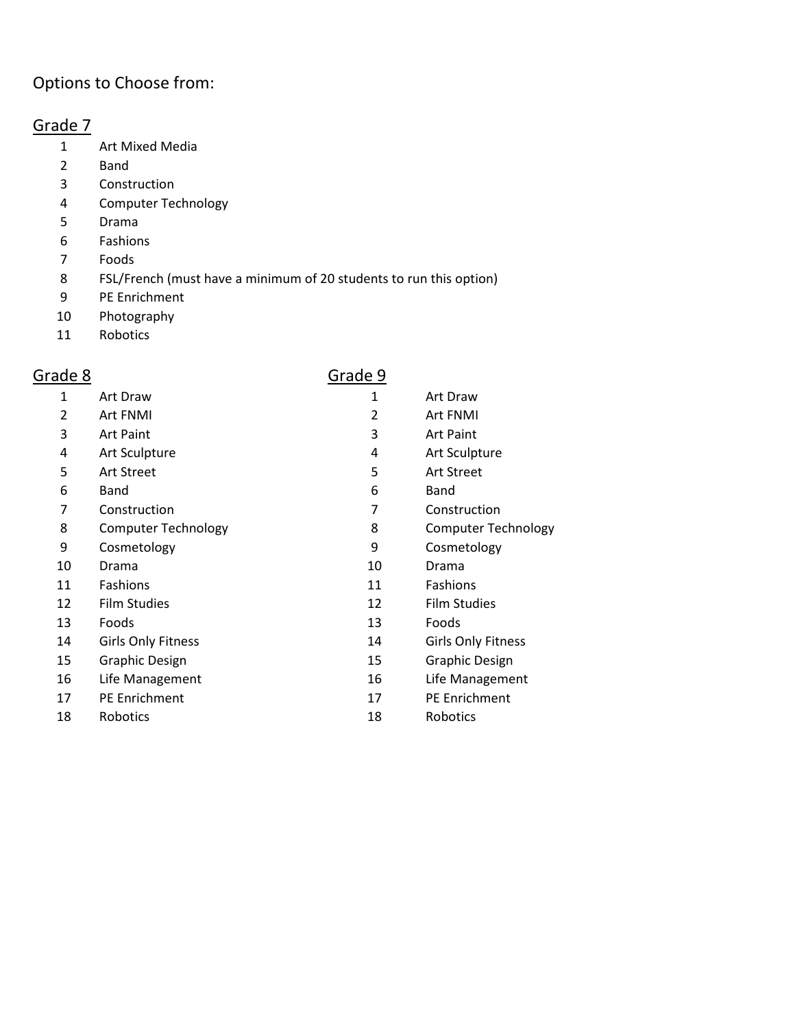Options to Choose from:

## Grade 7

1. Art Mixed Media
2. Band
3. Construction
4. Computer Technology
5. Drama
6. Fashions
7. Foods
8. FSL/French (must have a minimum of 20 students to run this option)
9. PE Enrichment
10. Photography
11. Robotics

## Grade 8

1. Art Draw
2. Art FNMI
3. Art Paint
4. Art Sculpture
5. Art Street
6. Band
7. Construction
8. Computer Technology
9. Cosmetology
10. Drama
11. Fashions
12. Film Studies
13. Foods
14. Girls Only Fitness
15. Graphic Design
16. Life Management
17. PE Enrichment
18. Robotics

## Grade 9

1. Art Draw
2. Art FNMI
3. Art Paint
4. Art Sculpture
5. Art Street
6. Band
7. Construction
8. Computer Technology
9. Cosmetology
10. Drama
11. Fashions
12. Film Studies
13. Foods
14. Girls Only Fitness
15. Graphic Design
16. Life Management
17. PE Enrichment
18. Robotics